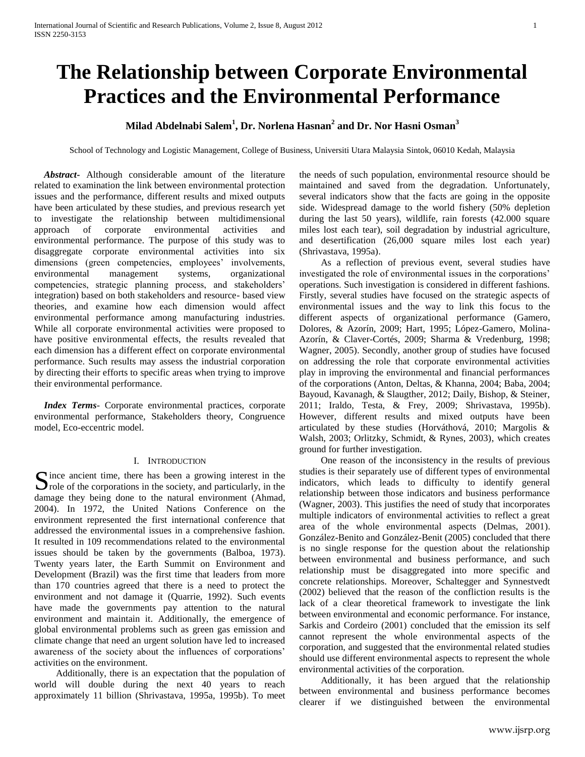# The Relationship between Corporate Environmental Practices and the Environmental Performance

**Milad Abdelnabi Salem[1], Dr. Norlena Hasnan[2] and Dr. Nor Hasni Osman[3]**

School of Technology and Logistic Management, College of Business, Universiti Utara Malaysia Sintok, 06010 Kedah, Malaysia

***Abstract*-** Although considerable amount of the literature related to examination the link between environmental protection issues and the performance, different results and mixed outputs have been articulated by these studies, and previous research yet to investigate the relationship between multidimensional approach of corporate environmental activities and environmental performance. The purpose of this study was to disaggregate corporate environmental activities into six dimensions (green competencies, employees' involvements, environmental management systems, organizational competencies, strategic planning process, and stakeholders' integration) based on both stakeholders and resource- based view theories, and examine how each dimension would affect environmental performance among manufacturing industries. While all corporate environmental activities were proposed to have positive environmental effects, the results revealed that each dimension has a different effect on corporate environmental performance. Such results may assess the industrial corporation by directing their efforts to specific areas when trying to improve their environmental performance.

***Index Terms*-** Corporate environmental practices, corporate environmental performance, Stakeholders theory, Congruence model, Eco-eccentric model.

## I. Introduction

Since ancient time, there has been a growing interest in the role of the corporations in the society, and particularly, in the damage they being done to the natural environment (Ahmad, 2004). In 1972, the United Nations Conference on the environment represented the first international conference that addressed the environmental issues in a comprehensive fashion. It resulted in 109 recommendations related to the environmental issues should be taken by the governments (Balboa, 1973). Twenty years later, the Earth Summit on Environment and Development (Brazil) was the first time that leaders from more than 170 countries agreed that there is a need to protect the environment and not damage it (Quarrie, 1992). Such events have made the governments pay attention to the natural environment and maintain it. Additionally, the emergence of global environmental problems such as green gas emission and climate change that need an urgent solution have led to increased awareness of the society about the influences of corporations' activities on the environment.

Additionally, there is an expectation that the population of world will double during the next 40 years to reach approximately 11 billion (Shrivastava, 1995a, 1995b). To meet the needs of such population, environmental resource should be maintained and saved from the degradation. Unfortunately, several indicators show that the facts are going in the opposite side. Widespread damage to the world fishery (50% depletion during the last 50 years), wildlife, rain forests (42.000 square miles lost each tear), soil degradation by industrial agriculture, and desertification (26,000 square miles lost each year) (Shrivastava, 1995a).

As a reflection of previous event, several studies have investigated the role of environmental issues in the corporations' operations. Such investigation is considered in different fashions. Firstly, several studies have focused on the strategic aspects of environmental issues and the way to link this focus to the different aspects of organizational performance (Gamero, Dolores, & Azorín, 2009; Hart, 1995; López-Gamero, Molina-Azorín, & Claver-Cortés, 2009; Sharma & Vredenburg, 1998; Wagner, 2005). Secondly, another group of studies have focused on addressing the role that corporate environmental activities play in improving the environmental and financial performances of the corporations (Anton, Deltas, & Khanna, 2004; Baba, 2004; Bayoud, Kavanagh, & Slaugther, 2012; Daily, Bishop, & Steiner, 2011; Iraldo, Testa, & Frey, 2009; Shrivastava, 1995b). However, different results and mixed outputs have been articulated by these studies (Horváthová, 2010; Margolis & Walsh, 2003; Orlitzky, Schmidt, & Rynes, 2003), which creates ground for further investigation.

One reason of the inconsistency in the results of previous studies is their separately use of different types of environmental indicators, which leads to difficulty to identify general relationship between those indicators and business performance (Wagner, 2003). This justifies the need of study that incorporates multiple indicators of environmental activities to reflect a great area of the whole environmental aspects (Delmas, 2001). González-Benito and González-Benit (2005) concluded that there is no single response for the question about the relationship between environmental and business performance, and such relationship must be disaggregated into more specific and concrete relationships. Moreover, Schaltegger and Synnestvedt (2002) believed that the reason of the confliction results is the lack of a clear theoretical framework to investigate the link between environmental and economic performance. For instance, Sarkis and Cordeiro (2001) concluded that the emission its self cannot represent the whole environmental aspects of the corporation, and suggested that the environmental related studies should use different environmental aspects to represent the whole environmental activities of the corporation.

Additionally, it has been argued that the relationship between environmental and business performance becomes clearer if we distinguished between the environmental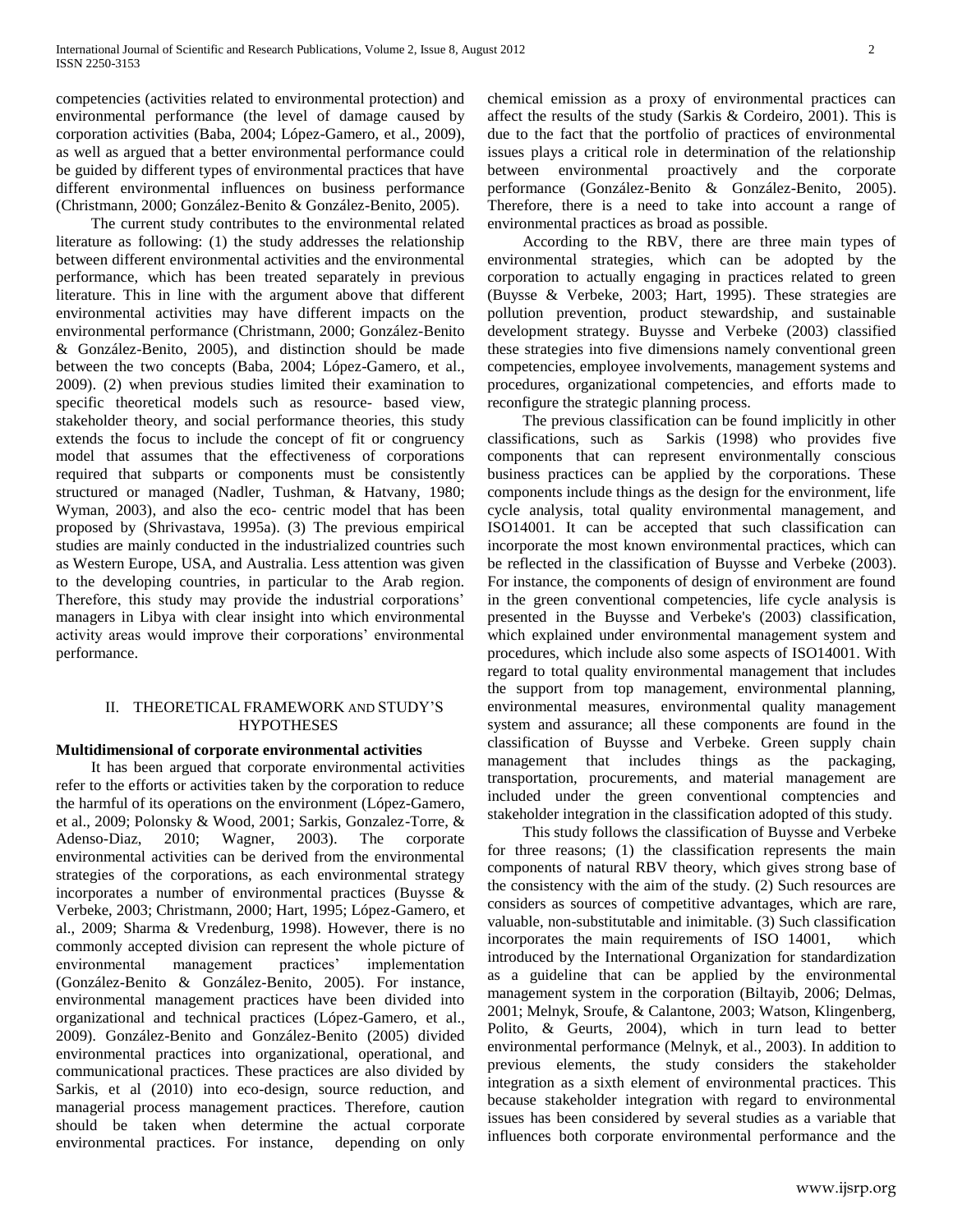competencies (activities related to environmental protection) and environmental performance (the level of damage caused by corporation activities (Baba, 2004; López-Gamero, et al., 2009), as well as argued that a better environmental performance could be guided by different types of environmental practices that have different environmental influences on business performance (Christmann, 2000; González-Benito & González-Benito, 2005).

The current study contributes to the environmental related literature as following: (1) the study addresses the relationship between different environmental activities and the environmental performance, which has been treated separately in previous literature. This in line with the argument above that different environmental activities may have different impacts on the environmental performance (Christmann, 2000; González-Benito & González-Benito, 2005), and distinction should be made between the two concepts (Baba, 2004; López-Gamero, et al., 2009). (2) when previous studies limited their examination to specific theoretical models such as resource- based view, stakeholder theory, and social performance theories, this study extends the focus to include the concept of fit or congruency model that assumes that the effectiveness of corporations required that subparts or components must be consistently structured or managed (Nadler, Tushman, & Hatvany, 1980; Wyman, 2003), and also the eco- centric model that has been proposed by (Shrivastava, 1995a). (3) The previous empirical studies are mainly conducted in the industrialized countries such as Western Europe, USA, and Australia. Less attention was given to the developing countries, in particular to the Arab region. Therefore, this study may provide the industrial corporations' managers in Libya with clear insight into which environmental activity areas would improve their corporations' environmental performance.

## II. Theoretical Framework and Study's Hypotheses

**Multidimensional of corporate environmental activities**

It has been argued that corporate environmental activities refer to the efforts or activities taken by the corporation to reduce the harmful of its operations on the environment (López-Gamero, et al., 2009; Polonsky & Wood, 2001; Sarkis, Gonzalez-Torre, & Adenso-Diaz, 2010; Wagner, 2003). The corporate environmental activities can be derived from the environmental strategies of the corporations, as each environmental strategy incorporates a number of environmental practices (Buysse & Verbeke, 2003; Christmann, 2000; Hart, 1995; López-Gamero, et al., 2009; Sharma & Vredenburg, 1998). However, there is no commonly accepted division can represent the whole picture of environmental management practices' implementation (González-Benito & González-Benito, 2005). For instance, environmental management practices have been divided into organizational and technical practices (López-Gamero, et al., 2009). González-Benito and González-Benito (2005) divided environmental practices into organizational, operational, and communicational practices. These practices are also divided by Sarkis, et al (2010) into eco-design, source reduction, and managerial process management practices. Therefore, caution should be taken when determine the actual corporate environmental practices. For instance, depending on only chemical emission as a proxy of environmental practices can affect the results of the study (Sarkis & Cordeiro, 2001). This is due to the fact that the portfolio of practices of environmental issues plays a critical role in determination of the relationship between environmental proactively and the corporate performance (González-Benito & González-Benito, 2005). Therefore, there is a need to take into account a range of environmental practices as broad as possible.

According to the RBV, there are three main types of environmental strategies, which can be adopted by the corporation to actually engaging in practices related to green (Buysse & Verbeke, 2003; Hart, 1995). These strategies are pollution prevention, product stewardship, and sustainable development strategy. Buysse and Verbeke (2003) classified these strategies into five dimensions namely conventional green competencies, employee involvements, management systems and procedures, organizational competencies, and efforts made to reconfigure the strategic planning process.

The previous classification can be found implicitly in other classifications, such as Sarkis (1998) who provides five components that can represent environmentally conscious business practices can be applied by the corporations. These components include things as the design for the environment, life cycle analysis, total quality environmental management, and ISO14001. It can be accepted that such classification can incorporate the most known environmental practices, which can be reflected in the classification of Buysse and Verbeke (2003). For instance, the components of design of environment are found in the green conventional competencies, life cycle analysis is presented in the Buysse and Verbeke's (2003) classification, which explained under environmental management system and procedures, which include also some aspects of ISO14001. With regard to total quality environmental management that includes the support from top management, environmental planning, environmental measures, environmental quality management system and assurance; all these components are found in the classification of Buysse and Verbeke. Green supply chain management that includes things as the packaging, transportation, procurements, and material management are included under the green conventional comptencies and stakeholder integration in the classification adopted of this study.

This study follows the classification of Buysse and Verbeke for three reasons; (1) the classification represents the main components of natural RBV theory, which gives strong base of the consistency with the aim of the study. (2) Such resources are considers as sources of competitive advantages, which are rare, valuable, non-substitutable and inimitable. (3) Such classification incorporates the main requirements of ISO 14001, which introduced by the International Organization for standardization as a guideline that can be applied by the environmental management system in the corporation (Biltayib, 2006; Delmas, 2001; Melnyk, Sroufe, & Calantone, 2003; Watson, Klingenberg, Polito, & Geurts, 2004), which in turn lead to better environmental performance (Melnyk, et al., 2003). In addition to previous elements, the study considers the stakeholder integration as a sixth element of environmental practices. This because stakeholder integration with regard to environmental issues has been considered by several studies as a variable that influences both corporate environmental performance and the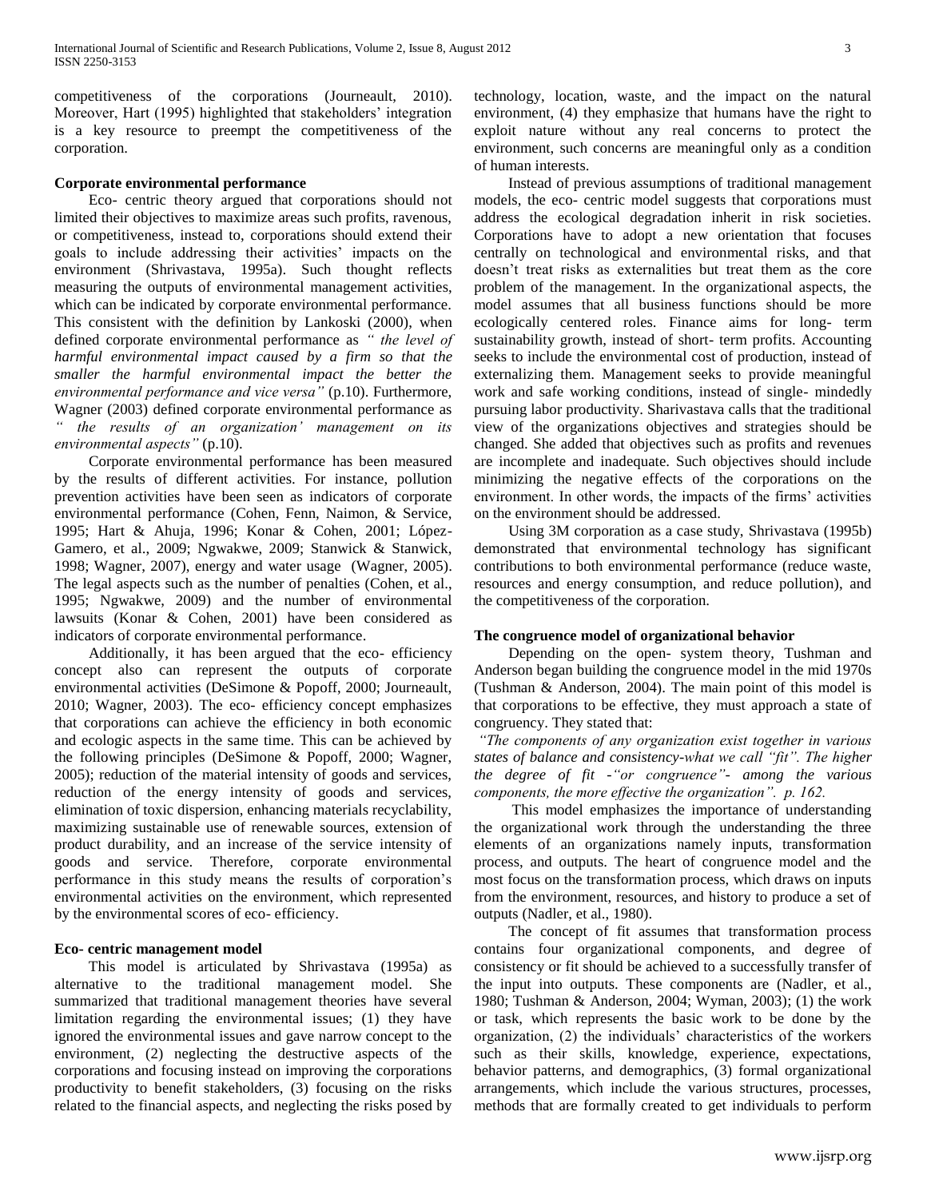competitiveness of the corporations (Journeault, 2010). Moreover, Hart (1995) highlighted that stakeholders' integration is a key resource to preempt the competitiveness of the corporation.

**Corporate environmental performance**

Eco- centric theory argued that corporations should not limited their objectives to maximize areas such profits, ravenous, or competitiveness, instead to, corporations should extend their goals to include addressing their activities' impacts on the environment (Shrivastava, 1995a). Such thought reflects measuring the outputs of environmental management activities, which can be indicated by corporate environmental performance. This consistent with the definition by Lankoski (2000), when defined corporate environmental performance as *" the level of harmful environmental impact caused by a firm so that the smaller the harmful environmental impact the better the environmental performance and vice versa"* (p.10). Furthermore, Wagner (2003) defined corporate environmental performance as *" the results of an organization' management on its environmental aspects"* (p.10).

Corporate environmental performance has been measured by the results of different activities. For instance, pollution prevention activities have been seen as indicators of corporate environmental performance (Cohen, Fenn, Naimon, & Service, 1995; Hart & Ahuja, 1996; Konar & Cohen, 2001; López-Gamero, et al., 2009; Ngwakwe, 2009; Stanwick & Stanwick, 1998; Wagner, 2007), energy and water usage (Wagner, 2005). The legal aspects such as the number of penalties (Cohen, et al., 1995; Ngwakwe, 2009) and the number of environmental lawsuits (Konar & Cohen, 2001) have been considered as indicators of corporate environmental performance.

Additionally, it has been argued that the eco- efficiency concept also can represent the outputs of corporate environmental activities (DeSimone & Popoff, 2000; Journeault, 2010; Wagner, 2003). The eco- efficiency concept emphasizes that corporations can achieve the efficiency in both economic and ecologic aspects in the same time. This can be achieved by the following principles (DeSimone & Popoff, 2000; Wagner, 2005); reduction of the material intensity of goods and services, reduction of the energy intensity of goods and services, elimination of toxic dispersion, enhancing materials recyclability, maximizing sustainable use of renewable sources, extension of product durability, and an increase of the service intensity of goods and service. Therefore, corporate environmental performance in this study means the results of corporation's environmental activities on the environment, which represented by the environmental scores of eco- efficiency.

**Eco- centric management model**

This model is articulated by Shrivastava (1995a) as alternative to the traditional management model. She summarized that traditional management theories have several limitation regarding the environmental issues; (1) they have ignored the environmental issues and gave narrow concept to the environment, (2) neglecting the destructive aspects of the corporations and focusing instead on improving the corporations productivity to benefit stakeholders, (3) focusing on the risks related to the financial aspects, and neglecting the risks posed by technology, location, waste, and the impact on the natural environment, (4) they emphasize that humans have the right to exploit nature without any real concerns to protect the environment, such concerns are meaningful only as a condition of human interests.

Instead of previous assumptions of traditional management models, the eco- centric model suggests that corporations must address the ecological degradation inherit in risk societies. Corporations have to adopt a new orientation that focuses centrally on technological and environmental risks, and that doesn't treat risks as externalities but treat them as the core problem of the management. In the organizational aspects, the model assumes that all business functions should be more ecologically centered roles. Finance aims for long- term sustainability growth, instead of short- term profits. Accounting seeks to include the environmental cost of production, instead of externalizing them. Management seeks to provide meaningful work and safe working conditions, instead of single- mindedly pursuing labor productivity. Sharivastava calls that the traditional view of the organizations objectives and strategies should be changed. She added that objectives such as profits and revenues are incomplete and inadequate. Such objectives should include minimizing the negative effects of the corporations on the environment. In other words, the impacts of the firms' activities on the environment should be addressed.

Using 3M corporation as a case study, Shrivastava (1995b) demonstrated that environmental technology has significant contributions to both environmental performance (reduce waste, resources and energy consumption, and reduce pollution), and the competitiveness of the corporation.

**The congruence model of organizational behavior**

Depending on the open- system theory, Tushman and Anderson began building the congruence model in the mid 1970s (Tushman & Anderson, 2004). The main point of this model is that corporations to be effective, they must approach a state of congruency. They stated that:

*"The components of any organization exist together in various states of balance and consistency-what we call "fit". The higher the degree of fit -"or congruence"- among the various components, the more effective the organization". p. 162.*

This model emphasizes the importance of understanding the organizational work through the understanding the three elements of an organizations namely inputs, transformation process, and outputs. The heart of congruence model and the most focus on the transformation process, which draws on inputs from the environment, resources, and history to produce a set of outputs (Nadler, et al., 1980).

The concept of fit assumes that transformation process contains four organizational components, and degree of consistency or fit should be achieved to a successfully transfer of the input into outputs. These components are (Nadler, et al., 1980; Tushman & Anderson, 2004; Wyman, 2003); (1) the work or task, which represents the basic work to be done by the organization, (2) the individuals' characteristics of the workers such as their skills, knowledge, experience, expectations, behavior patterns, and demographics, (3) formal organizational arrangements, which include the various structures, processes, methods that are formally created to get individuals to perform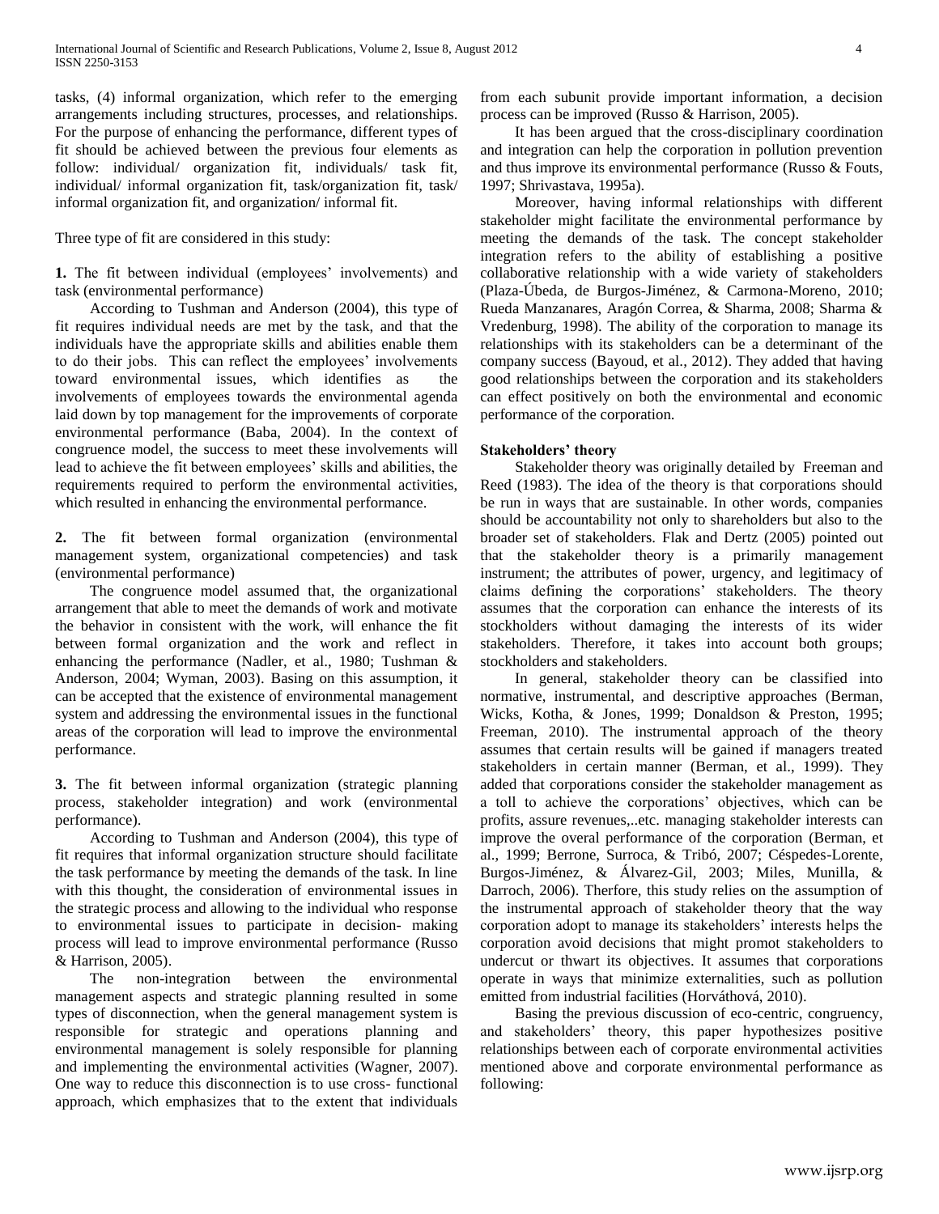tasks, (4) informal organization, which refer to the emerging arrangements including structures, processes, and relationships. For the purpose of enhancing the performance, different types of fit should be achieved between the previous four elements as follow: individual/ organization fit, individuals/ task fit, individual/ informal organization fit, task/organization fit, task/ informal organization fit, and organization/ informal fit.

Three type of fit are considered in this study:

**1.** The fit between individual (employees' involvements) and task (environmental performance)

According to Tushman and Anderson (2004), this type of fit requires individual needs are met by the task, and that the individuals have the appropriate skills and abilities enable them to do their jobs. This can reflect the employees' involvements toward environmental issues, which identifies as the involvements of employees towards the environmental agenda laid down by top management for the improvements of corporate environmental performance (Baba, 2004). In the context of congruence model, the success to meet these involvements will lead to achieve the fit between employees' skills and abilities, the requirements required to perform the environmental activities, which resulted in enhancing the environmental performance.

**2.** The fit between formal organization (environmental management system, organizational competencies) and task (environmental performance)

The congruence model assumed that, the organizational arrangement that able to meet the demands of work and motivate the behavior in consistent with the work, will enhance the fit between formal organization and the work and reflect in enhancing the performance (Nadler, et al., 1980; Tushman & Anderson, 2004; Wyman, 2003). Basing on this assumption, it can be accepted that the existence of environmental management system and addressing the environmental issues in the functional areas of the corporation will lead to improve the environmental performance.

**3.** The fit between informal organization (strategic planning process, stakeholder integration) and work (environmental performance).

According to Tushman and Anderson (2004), this type of fit requires that informal organization structure should facilitate the task performance by meeting the demands of the task. In line with this thought, the consideration of environmental issues in the strategic process and allowing to the individual who response to environmental issues to participate in decision- making process will lead to improve environmental performance (Russo & Harrison, 2005).

The non-integration between the environmental management aspects and strategic planning resulted in some types of disconnection, when the general management system is responsible for strategic and operations planning and environmental management is solely responsible for planning and implementing the environmental activities (Wagner, 2007). One way to reduce this disconnection is to use cross- functional approach, which emphasizes that to the extent that individuals from each subunit provide important information, a decision process can be improved (Russo & Harrison, 2005).

It has been argued that the cross-disciplinary coordination and integration can help the corporation in pollution prevention and thus improve its environmental performance (Russo & Fouts, 1997; Shrivastava, 1995a).

Moreover, having informal relationships with different stakeholder might facilitate the environmental performance by meeting the demands of the task. The concept stakeholder integration refers to the ability of establishing a positive collaborative relationship with a wide variety of stakeholders (Plaza-Úbeda, de Burgos-Jiménez, & Carmona-Moreno, 2010; Rueda Manzanares, Aragón Correa, & Sharma, 2008; Sharma & Vredenburg, 1998). The ability of the corporation to manage its relationships with its stakeholders can be a determinant of the company success (Bayoud, et al., 2012). They added that having good relationships between the corporation and its stakeholders can effect positively on both the environmental and economic performance of the corporation.

### Stakeholders' theory

Stakeholder theory was originally detailed by Freeman and Reed (1983). The idea of the theory is that corporations should be run in ways that are sustainable. In other words, companies should be accountability not only to shareholders but also to the broader set of stakeholders. Flak and Dertz (2005) pointed out that the stakeholder theory is a primarily management instrument; the attributes of power, urgency, and legitimacy of claims defining the corporations' stakeholders. The theory assumes that the corporation can enhance the interests of its stockholders without damaging the interests of its wider stakeholders. Therefore, it takes into account both groups; stockholders and stakeholders.

In general, stakeholder theory can be classified into normative, instrumental, and descriptive approaches (Berman, Wicks, Kotha, & Jones, 1999; Donaldson & Preston, 1995; Freeman, 2010). The instrumental approach of the theory assumes that certain results will be gained if managers treated stakeholders in certain manner (Berman, et al., 1999). They added that corporations consider the stakeholder management as a toll to achieve the corporations' objectives, which can be profits, assure revenues,..etc. managing stakeholder interests can improve the overal performance of the corporation (Berman, et al., 1999; Berrone, Surroca, & Tribó, 2007; Céspedes-Lorente, Burgos-Jiménez, & Álvarez-Gil, 2003; Miles, Munilla, & Darroch, 2006). Therfore, this study relies on the assumption of the instrumental approach of stakeholder theory that the way corporation adopt to manage its stakeholders' interests helps the corporation avoid decisions that might promot stakeholders to undercut or thwart its objectives. It assumes that corporations operate in ways that minimize externalities, such as pollution emitted from industrial facilities (Horváthová, 2010).

Basing the previous discussion of eco-centric, congruency, and stakeholders' theory, this paper hypothesizes positive relationships between each of corporate environmental activities mentioned above and corporate environmental performance as following: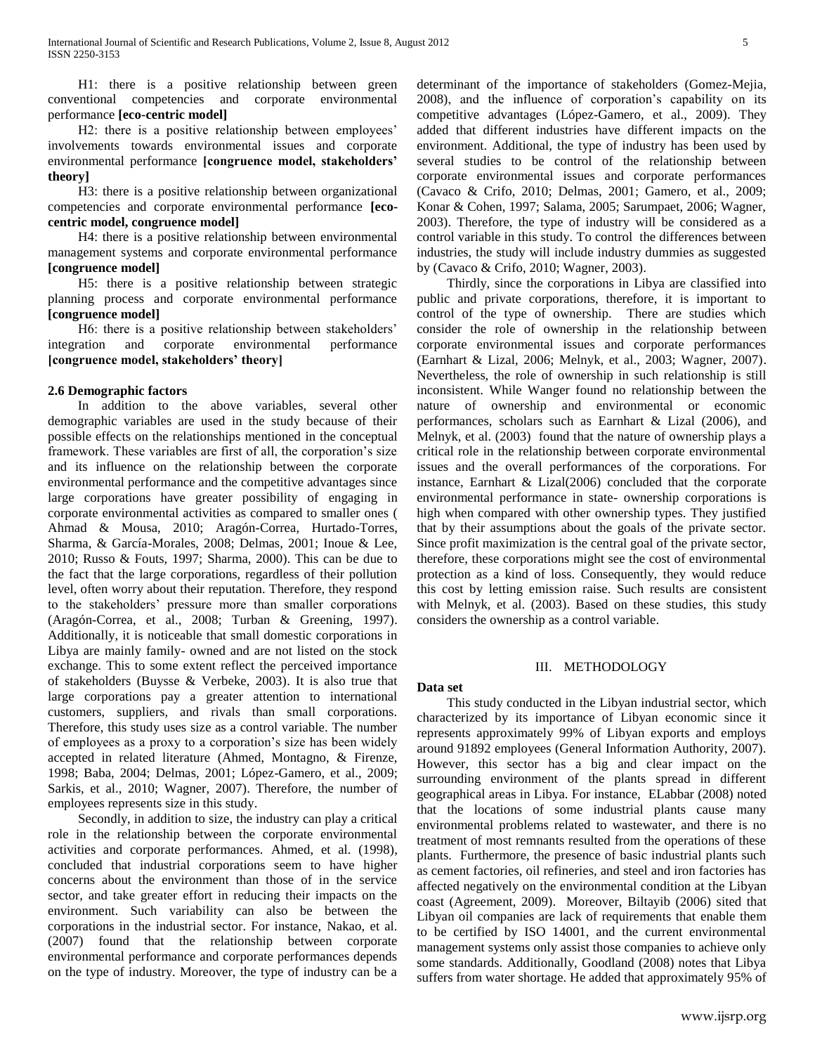H1: there is a positive relationship between green conventional competencies and corporate environmental performance **[eco-centric model]**

H2: there is a positive relationship between employees' involvements towards environmental issues and corporate environmental performance **[congruence model, stakeholders' theory]**

H3: there is a positive relationship between organizational competencies and corporate environmental performance **[eco-centric model, congruence model]**

H4: there is a positive relationship between environmental management systems and corporate environmental performance **[congruence model]**

H5: there is a positive relationship between strategic planning process and corporate environmental performance **[congruence model]**

H6: there is a positive relationship between stakeholders' integration and corporate environmental performance **[congruence model, stakeholders' theory]**

### 2.6 Demographic factors

In addition to the above variables, several other demographic variables are used in the study because of their possible effects on the relationships mentioned in the conceptual framework. These variables are first of all, the corporation's size and its influence on the relationship between the corporate environmental performance and the competitive advantages since large corporations have greater possibility of engaging in corporate environmental activities as compared to smaller ones ( Ahmad & Mousa, 2010; Aragón-Correa, Hurtado-Torres, Sharma, & García-Morales, 2008; Delmas, 2001; Inoue & Lee, 2010; Russo & Fouts, 1997; Sharma, 2000). This can be due to the fact that the large corporations, regardless of their pollution level, often worry about their reputation. Therefore, they respond to the stakeholders' pressure more than smaller corporations (Aragón-Correa, et al., 2008; Turban & Greening, 1997). Additionally, it is noticeable that small domestic corporations in Libya are mainly family- owned and are not listed on the stock exchange. This to some extent reflect the perceived importance of stakeholders (Buysse & Verbeke, 2003). It is also true that large corporations pay a greater attention to international customers, suppliers, and rivals than small corporations. Therefore, this study uses size as a control variable. The number of employees as a proxy to a corporation's size has been widely accepted in related literature (Ahmed, Montagno, & Firenze, 1998; Baba, 2004; Delmas, 2001; López-Gamero, et al., 2009; Sarkis, et al., 2010; Wagner, 2007). Therefore, the number of employees represents size in this study.

Secondly, in addition to size, the industry can play a critical role in the relationship between the corporate environmental activities and corporate performances. Ahmed, et al. (1998), concluded that industrial corporations seem to have higher concerns about the environment than those of in the service sector, and take greater effort in reducing their impacts on the environment. Such variability can also be between the corporations in the industrial sector. For instance, Nakao, et al. (2007) found that the relationship between corporate environmental performance and corporate performances depends on the type of industry. Moreover, the type of industry can be a determinant of the importance of stakeholders (Gomez-Mejia, 2008), and the influence of corporation's capability on its competitive advantages (López-Gamero, et al., 2009). They added that different industries have different impacts on the environment. Additional, the type of industry has been used by several studies to be control of the relationship between corporate environmental issues and corporate performances (Cavaco & Crifo, 2010; Delmas, 2001; Gamero, et al., 2009; Konar & Cohen, 1997; Salama, 2005; Sarumpaet, 2006; Wagner, 2003). Therefore, the type of industry will be considered as a control variable in this study. To control the differences between industries, the study will include industry dummies as suggested by (Cavaco & Crifo, 2010; Wagner, 2003).

Thirdly, since the corporations in Libya are classified into public and private corporations, therefore, it is important to control of the type of ownership. There are studies which consider the role of ownership in the relationship between corporate environmental issues and corporate performances (Earnhart & Lizal, 2006; Melnyk, et al., 2003; Wagner, 2007). Nevertheless, the role of ownership in such relationship is still inconsistent. While Wanger found no relationship between the nature of ownership and environmental or economic performances, scholars such as Earnhart & Lizal (2006), and Melnyk, et al. (2003) found that the nature of ownership plays a critical role in the relationship between corporate environmental issues and the overall performances of the corporations. For instance, Earnhart & Lizal(2006) concluded that the corporate environmental performance in state- ownership corporations is high when compared with other ownership types. They justified that by their assumptions about the goals of the private sector. Since profit maximization is the central goal of the private sector, therefore, these corporations might see the cost of environmental protection as a kind of loss. Consequently, they would reduce this cost by letting emission raise. Such results are consistent with Melnyk, et al. (2003). Based on these studies, this study considers the ownership as a control variable.

## III. METHODOLOGY

### Data set

This study conducted in the Libyan industrial sector, which characterized by its importance of Libyan economic since it represents approximately 99% of Libyan exports and employs around 91892 employees (General Information Authority, 2007). However, this sector has a big and clear impact on the surrounding environment of the plants spread in different geographical areas in Libya. For instance, ELabbar (2008) noted that the locations of some industrial plants cause many environmental problems related to wastewater, and there is no treatment of most remnants resulted from the operations of these plants. Furthermore, the presence of basic industrial plants such as cement factories, oil refineries, and steel and iron factories has affected negatively on the environmental condition at the Libyan coast (Agreement, 2009). Moreover, Biltayib (2006) sited that Libyan oil companies are lack of requirements that enable them to be certified by ISO 14001, and the current environmental management systems only assist those companies to achieve only some standards. Additionally, Goodland (2008) notes that Libya suffers from water shortage. He added that approximately 95% of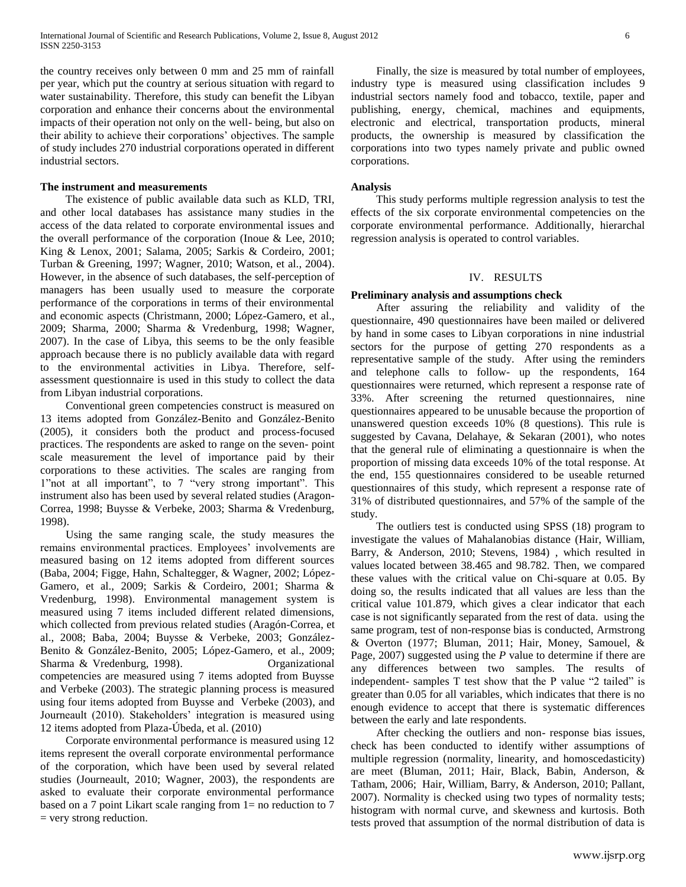the country receives only between 0 mm and 25 mm of rainfall per year, which put the country at serious situation with regard to water sustainability. Therefore, this study can benefit the Libyan corporation and enhance their concerns about the environmental impacts of their operation not only on the well- being, but also on their ability to achieve their corporations' objectives. The sample of study includes 270 industrial corporations operated in different industrial sectors.

**The instrument and measurements**

The existence of public available data such as KLD, TRI, and other local databases has assistance many studies in the access of the data related to corporate environmental issues and the overall performance of the corporation (Inoue & Lee, 2010; King & Lenox, 2001; Salama, 2005; Sarkis & Cordeiro, 2001; Turban & Greening, 1997; Wagner, 2010; Watson, et al., 2004). However, in the absence of such databases, the self-perception of managers has been usually used to measure the corporate performance of the corporations in terms of their environmental and economic aspects (Christmann, 2000; López-Gamero, et al., 2009; Sharma, 2000; Sharma & Vredenburg, 1998; Wagner, 2007). In the case of Libya, this seems to be the only feasible approach because there is no publicly available data with regard to the environmental activities in Libya. Therefore, self-assessment questionnaire is used in this study to collect the data from Libyan industrial corporations.

Conventional green competencies construct is measured on 13 items adopted from González-Benito and González-Benito (2005), it considers both the product and process-focused practices. The respondents are asked to range on the seven- point scale measurement the level of importance paid by their corporations to these activities. The scales are ranging from 1"not at all important", to 7 "very strong important". This instrument also has been used by several related studies (Aragon-Correa, 1998; Buysse & Verbeke, 2003; Sharma & Vredenburg, 1998).

Using the same ranging scale, the study measures the remains environmental practices. Employees' involvements are measured basing on 12 items adopted from different sources (Baba, 2004; Figge, Hahn, Schaltegger, & Wagner, 2002; López-Gamero, et al., 2009; Sarkis & Cordeiro, 2001; Sharma & Vredenburg, 1998). Environmental management system is measured using 7 items included different related dimensions, which collected from previous related studies (Aragón-Correa, et al., 2008; Baba, 2004; Buysse & Verbeke, 2003; González-Benito & González-Benito, 2005; López-Gamero, et al., 2009; Sharma & Vredenburg, 1998). Organizational competencies are measured using 7 items adopted from Buysse and Verbeke (2003). The strategic planning process is measured using four items adopted from Buysse and Verbeke (2003), and Journeault (2010). Stakeholders' integration is measured using 12 items adopted from Plaza-Úbeda, et al. (2010)

Corporate environmental performance is measured using 12 items represent the overall corporate environmental performance of the corporation, which have been used by several related studies (Journeault, 2010; Wagner, 2003), the respondents are asked to evaluate their corporate environmental performance based on a 7 point Likart scale ranging from 1= no reduction to 7 = very strong reduction.

Finally, the size is measured by total number of employees, industry type is measured using classification includes 9 industrial sectors namely food and tobacco, textile, paper and publishing, energy, chemical, machines and equipments, electronic and electrical, transportation products, mineral products, the ownership is measured by classification the corporations into two types namely private and public owned corporations.

**Analysis**

This study performs multiple regression analysis to test the effects of the six corporate environmental competencies on the corporate environmental performance. Additionally, hierarchal regression analysis is operated to control variables.

## IV. RESULTS

**Preliminary analysis and assumptions check**

After assuring the reliability and validity of the questionnaire, 490 questionnaires have been mailed or delivered by hand in some cases to Libyan corporations in nine industrial sectors for the purpose of getting 270 respondents as a representative sample of the study. After using the reminders and telephone calls to follow- up the respondents, 164 questionnaires were returned, which represent a response rate of 33%. After screening the returned questionnaires, nine questionnaires appeared to be unusable because the proportion of unanswered question exceeds 10% (8 questions). This rule is suggested by Cavana, Delahaye, & Sekaran (2001), who notes that the general rule of eliminating a questionnaire is when the proportion of missing data exceeds 10% of the total response. At the end, 155 questionnaires considered to be useable returned questionnaires of this study, which represent a response rate of 31% of distributed questionnaires, and 57% of the sample of the study.

The outliers test is conducted using SPSS (18) program to investigate the values of Mahalanobias distance (Hair, William, Barry, & Anderson, 2010; Stevens, 1984) , which resulted in values located between 38.465 and 98.782. Then, we compared these values with the critical value on Chi-square at 0.05. By doing so, the results indicated that all values are less than the critical value 101.879, which gives a clear indicator that each case is not significantly separated from the rest of data. using the same program, test of non-response bias is conducted, Armstrong & Overton (1977; Bluman, 2011; Hair, Money, Samouel, & Page, 2007) suggested using the *P* value to determine if there are any differences between two samples. The results of independent- samples T test show that the P value "2 tailed" is greater than 0.05 for all variables, which indicates that there is no enough evidence to accept that there is systematic differences between the early and late respondents.

After checking the outliers and non- response bias issues, check has been conducted to identify wither assumptions of multiple regression (normality, linearity, and homoscedasticity) are meet (Bluman, 2011; Hair, Black, Babin, Anderson, & Tatham, 2006; Hair, William, Barry, & Anderson, 2010; Pallant, 2007). Normality is checked using two types of normality tests; histogram with normal curve, and skewness and kurtosis. Both tests proved that assumption of the normal distribution of data is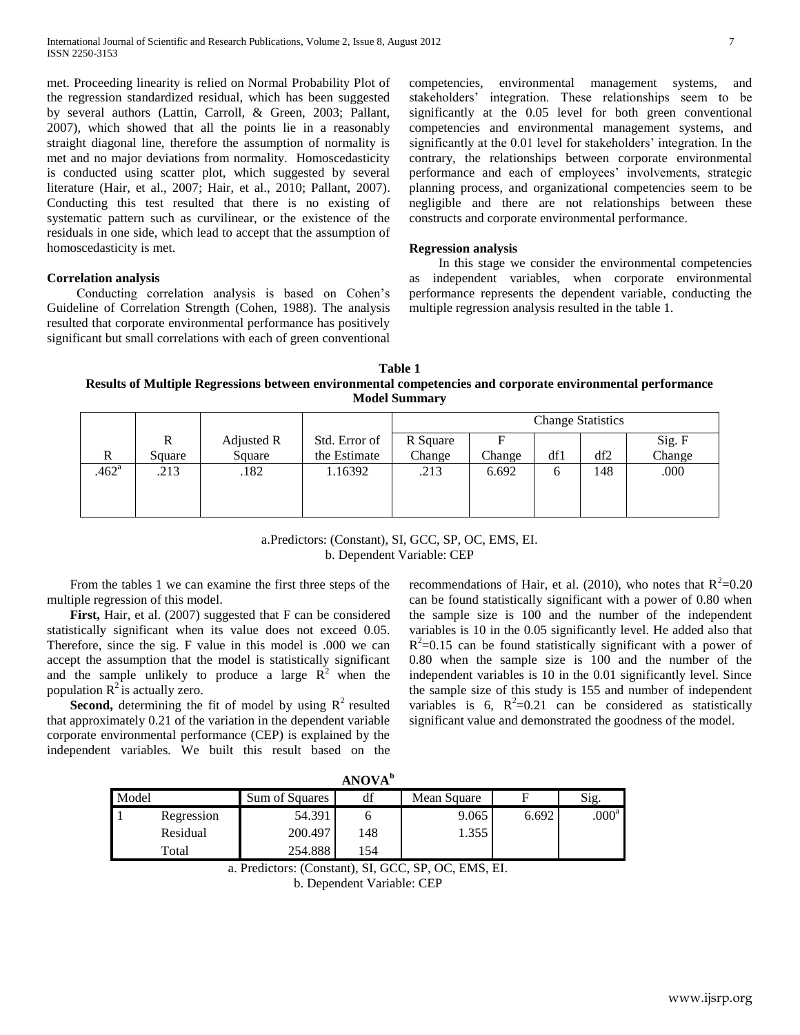met. Proceeding linearity is relied on Normal Probability Plot of the regression standardized residual, which has been suggested by several authors (Lattin, Carroll, & Green, 2003; Pallant, 2007), which showed that all the points lie in a reasonably straight diagonal line, therefore the assumption of normality is met and no major deviations from normality. Homoscedasticity is conducted using scatter plot, which suggested by several literature (Hair, et al., 2007; Hair, et al., 2010; Pallant, 2007). Conducting this test resulted that there is no existing of systematic pattern such as curvilinear, or the existence of the residuals in one side, which lead to accept that the assumption of homoscedasticity is met.

**Correlation analysis**

Conducting correlation analysis is based on Cohen's Guideline of Correlation Strength (Cohen, 1988). The analysis resulted that corporate environmental performance has positively significant but small correlations with each of green conventional competencies, environmental management systems, and stakeholders' integration. These relationships seem to be significantly at the 0.05 level for both green conventional competencies and environmental management systems, and significantly at the 0.01 level for stakeholders' integration. In the contrary, the relationships between corporate environmental performance and each of employees' involvements, strategic planning process, and organizational competencies seem to be negligible and there are not relationships between these constructs and corporate environmental performance.

**Regression analysis**

In this stage we consider the environmental competencies as independent variables, when corporate environmental performance represents the dependent variable, conducting the multiple regression analysis resulted in the table 1.

**Table 1**
**Results of Multiple Regressions between environmental competencies and corporate environmental performance**
**Model Summary**

| | | | | Change Statistics | | | | |
|---|---|---|---|---|---|---|---|---|
| R | R Square | Adjusted R Square | Std. Error of the Estimate | R Square Change | F Change | df1 | df2 | Sig. F Change |
| .462[a] | .213 | .182 | 1.16392 | .213 | 6.692 | 6 | 148 | .000 |

a.Predictors: (Constant), SI, GCC, SP, OC, EMS, EI.
b. Dependent Variable: CEP

From the tables 1 we can examine the first three steps of the multiple regression of this model.

**First,** Hair, et al. (2007) suggested that F can be considered statistically significant when its value does not exceed 0.05. Therefore, since the sig. F value in this model is .000 we can accept the assumption that the model is statistically significant and the sample unlikely to produce a large $R^2$ when the population $R^2$ is actually zero.

**Second,** determining the fit of model by using $R^2$ resulted that approximately 0.21 of the variation in the dependent variable corporate environmental performance (CEP) is explained by the independent variables. We built this result based on the recommendations of Hair, et al. (2010), who notes that $R^2$=0.20 can be found statistically significant with a power of 0.80 when the sample size is 100 and the number of the independent variables is 10 in the 0.05 significantly level. He added also that $R^2$=0.15 can be found statistically significant with a power of 0.80 when the sample size is 100 and the number of the independent variables is 10 in the 0.01 significantly level. Since the sample size of this study is 155 and number of independent variables is 6, $R^2$=0.21 can be considered as statistically significant value and demonstrated the goodness of the model.

**ANOVA[b]**

| Model | | Sum of Squares | df | Mean Square | F | Sig. |
|---|---|---|---|---|---|---|
| 1 | Regression | 54.391 | 6 | 9.065 | 6.692 | .000[a] |
| | Residual | 200.497 | 148 | 1.355 | | |
| | Total | 254.888 | 154 | | | |

a. Predictors: (Constant), SI, GCC, SP, OC, EMS, EI.
b. Dependent Variable: CEP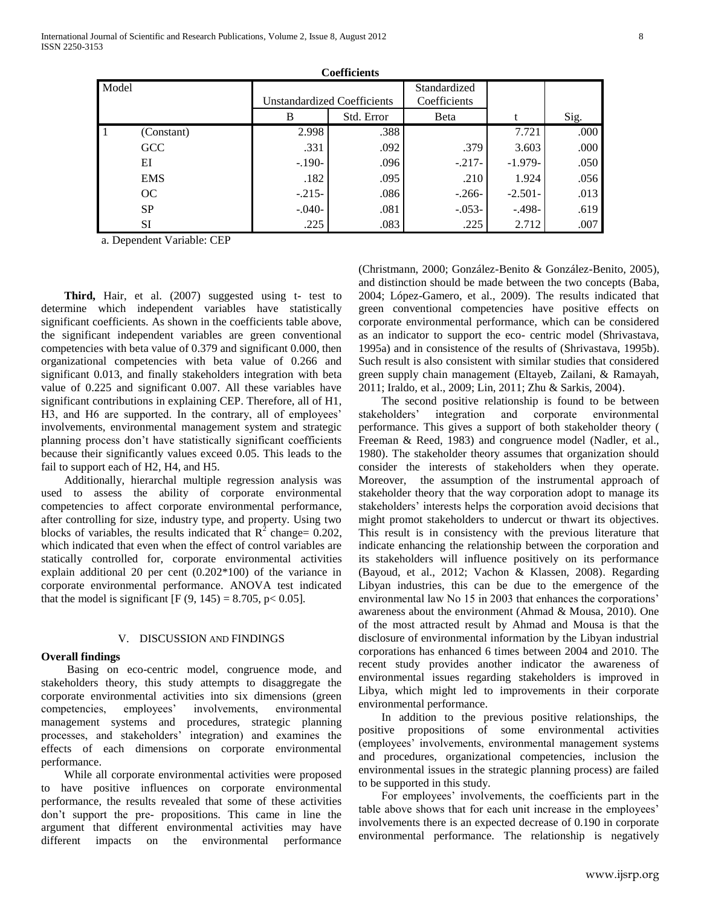**Coefficients**

| Model | | Unstandardized Coefficients | | Standardized Coefficients | | |
|---|---|---|---|---|---|---|
| | | B | Std. Error | Beta | t | Sig. |
| 1 | (Constant) | 2.998 | .388 | | 7.721 | .000 |
| | GCC | .331 | .092 | .379 | 3.603 | .000 |
| | EI | -.190- | .096 | -.217- | -1.979- | .050 |
| | EMS | .182 | .095 | .210 | 1.924 | .056 |
| | OC | -.215- | .086 | -.266- | -2.501- | .013 |
| | SP | -.040- | .081 | -.053- | -.498- | .619 |
| | SI | .225 | .083 | .225 | 2.712 | .007 |

a. Dependent Variable: CEP

**Third,** Hair, et al. (2007) suggested using t- test to determine which independent variables have statistically significant coefficients. As shown in the coefficients table above, the significant independent variables are green conventional competencies with beta value of 0.379 and significant 0.000, then organizational competencies with beta value of 0.266 and significant 0.013, and finally stakeholders integration with beta value of 0.225 and significant 0.007. All these variables have significant contributions in explaining CEP. Therefore, all of H1, H3, and H6 are supported. In the contrary, all of employees' involvements, environmental management system and strategic planning process don't have statistically significant coefficients because their significantly values exceed 0.05. This leads to the fail to support each of H2, H4, and H5.

Additionally, hierarchal multiple regression analysis was used to assess the ability of corporate environmental competencies to affect corporate environmental performance, after controlling for size, industry type, and property. Using two blocks of variables, the results indicated that $R^2$ change= 0.202, which indicated that even when the effect of control variables are statically controlled for, corporate environmental activities explain additional 20 per cent (0.202*100) of the variance in corporate environmental performance. ANOVA test indicated that the model is significant [$F (9, 145) = 8.705$, $p< 0.05$].

## V. Discussion and Findings

**Overall findings**

Basing on eco-centric model, congruence mode, and stakeholders theory, this study attempts to disaggregate the corporate environmental activities into six dimensions (green competencies, employees' involvements, environmental management systems and procedures, strategic planning processes, and stakeholders' integration) and examines the effects of each dimensions on corporate environmental performance.

While all corporate environmental activities were proposed to have positive influences on corporate environmental performance, the results revealed that some of these activities don't support the pre- propositions. This came in line the argument that different environmental activities may have different impacts on the environmental performance (Christmann, 2000; González-Benito & González-Benito, 2005), and distinction should be made between the two concepts (Baba, 2004; López-Gamero, et al., 2009). The results indicated that green conventional competencies have positive effects on corporate environmental performance, which can be considered as an indicator to support the eco- centric model (Shrivastava, 1995a) and in consistence of the results of (Shrivastava, 1995b). Such result is also consistent with similar studies that considered green supply chain management (Eltayeb, Zailani, & Ramayah, 2011; Iraldo, et al., 2009; Lin, 2011; Zhu & Sarkis, 2004).

The second positive relationship is found to be between stakeholders' integration and corporate environmental performance. This gives a support of both stakeholder theory ( Freeman & Reed, 1983) and congruence model (Nadler, et al., 1980). The stakeholder theory assumes that organization should consider the interests of stakeholders when they operate. Moreover, the assumption of the instrumental approach of stakeholder theory that the way corporation adopt to manage its stakeholders' interests helps the corporation avoid decisions that might promot stakeholders to undercut or thwart its objectives. This result is in consistency with the previous literature that indicate enhancing the relationship between the corporation and its stakeholders will influence positively on its performance (Bayoud, et al., 2012; Vachon & Klassen, 2008). Regarding Libyan industries, this can be due to the emergence of the environmental law No 15 in 2003 that enhances the corporations' awareness about the environment (Ahmad & Mousa, 2010). One of the most attracted result by Ahmad and Mousa is that the disclosure of environmental information by the Libyan industrial corporations has enhanced 6 times between 2004 and 2010. The recent study provides another indicator the awareness of environmental issues regarding stakeholders is improved in Libya, which might led to improvements in their corporate environmental performance.

In addition to the previous positive relationships, the positive propositions of some environmental activities (employees' involvements, environmental management systems and procedures, organizational competencies, inclusion the environmental issues in the strategic planning process) are failed to be supported in this study.

For employees' involvements, the coefficients part in the table above shows that for each unit increase in the employees' involvements there is an expected decrease of 0.190 in corporate environmental performance. The relationship is negatively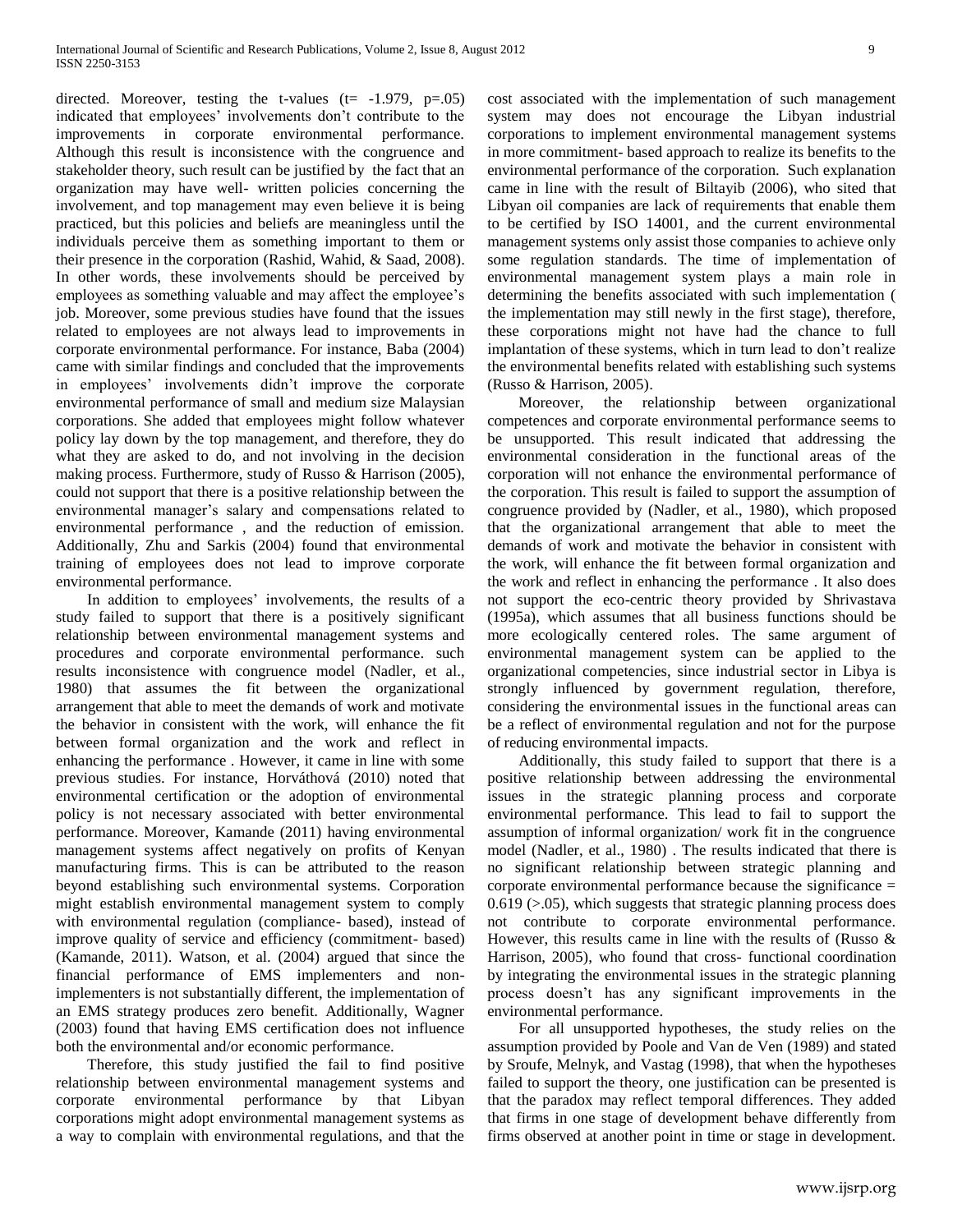directed. Moreover, testing the t-values ($t= -1.979$, $p=.05$) indicated that employees' involvements don't contribute to the improvements in corporate environmental performance. Although this result is inconsistence with the congruence and stakeholder theory, such result can be justified by the fact that an organization may have well- written policies concerning the involvement, and top management may even believe it is being practiced, but this policies and beliefs are meaningless until the individuals perceive them as something important to them or their presence in the corporation (Rashid, Wahid, & Saad, 2008). In other words, these involvements should be perceived by employees as something valuable and may affect the employee's job. Moreover, some previous studies have found that the issues related to employees are not always lead to improvements in corporate environmental performance. For instance, Baba (2004) came with similar findings and concluded that the improvements in employees' involvements didn't improve the corporate environmental performance of small and medium size Malaysian corporations. She added that employees might follow whatever policy lay down by the top management, and therefore, they do what they are asked to do, and not involving in the decision making process. Furthermore, study of Russo & Harrison (2005), could not support that there is a positive relationship between the environmental manager's salary and compensations related to environmental performance , and the reduction of emission. Additionally, Zhu and Sarkis (2004) found that environmental training of employees does not lead to improve corporate environmental performance.

In addition to employees' involvements, the results of a study failed to support that there is a positively significant relationship between environmental management systems and procedures and corporate environmental performance. such results inconsistence with congruence model (Nadler, et al., 1980) that assumes the fit between the organizational arrangement that able to meet the demands of work and motivate the behavior in consistent with the work, will enhance the fit between formal organization and the work and reflect in enhancing the performance . However, it came in line with some previous studies. For instance, Horváthová (2010) noted that environmental certification or the adoption of environmental policy is not necessary associated with better environmental performance. Moreover, Kamande (2011) having environmental management systems affect negatively on profits of Kenyan manufacturing firms. This is can be attributed to the reason beyond establishing such environmental systems. Corporation might establish environmental management system to comply with environmental regulation (compliance- based), instead of improve quality of service and efficiency (commitment- based) (Kamande, 2011). Watson, et al. (2004) argued that since the financial performance of EMS implementers and non-implementers is not substantially different, the implementation of an EMS strategy produces zero benefit. Additionally, Wagner (2003) found that having EMS certification does not influence both the environmental and/or economic performance.

Therefore, this study justified the fail to find positive relationship between environmental management systems and corporate environmental performance by that Libyan corporations might adopt environmental management systems as a way to complain with environmental regulations, and that the cost associated with the implementation of such management system may does not encourage the Libyan industrial corporations to implement environmental management systems in more commitment- based approach to realize its benefits to the environmental performance of the corporation. Such explanation came in line with the result of Biltayib (2006), who sited that Libyan oil companies are lack of requirements that enable them to be certified by ISO 14001, and the current environmental management systems only assist those companies to achieve only some regulation standards. The time of implementation of environmental management system plays a main role in determining the benefits associated with such implementation ( the implementation may still newly in the first stage), therefore, these corporations might not have had the chance to full implantation of these systems, which in turn lead to don't realize the environmental benefits related with establishing such systems (Russo & Harrison, 2005).

Moreover, the relationship between organizational competences and corporate environmental performance seems to be unsupported. This result indicated that addressing the environmental consideration in the functional areas of the corporation will not enhance the environmental performance of the corporation. This result is failed to support the assumption of congruence provided by (Nadler, et al., 1980), which proposed that the organizational arrangement that able to meet the demands of work and motivate the behavior in consistent with the work, will enhance the fit between formal organization and the work and reflect in enhancing the performance . It also does not support the eco-centric theory provided by Shrivastava (1995a), which assumes that all business functions should be more ecologically centered roles. The same argument of environmental management system can be applied to the organizational competencies, since industrial sector in Libya is strongly influenced by government regulation, therefore, considering the environmental issues in the functional areas can be a reflect of environmental regulation and not for the purpose of reducing environmental impacts.

Additionally, this study failed to support that there is a positive relationship between addressing the environmental issues in the strategic planning process and corporate environmental performance. This lead to fail to support the assumption of informal organization/ work fit in the congruence model (Nadler, et al., 1980) . The results indicated that there is no significant relationship between strategic planning and corporate environmental performance because the significance = 0.619 (>.05), which suggests that strategic planning process does not contribute to corporate environmental performance. However, this results came in line with the results of (Russo & Harrison, 2005), who found that cross- functional coordination by integrating the environmental issues in the strategic planning process doesn't has any significant improvements in the environmental performance.

For all unsupported hypotheses, the study relies on the assumption provided by Poole and Van de Ven (1989) and stated by Sroufe, Melnyk, and Vastag (1998), that when the hypotheses failed to support the theory, one justification can be presented is that the paradox may reflect temporal differences. They added that firms in one stage of development behave differently from firms observed at another point in time or stage in development.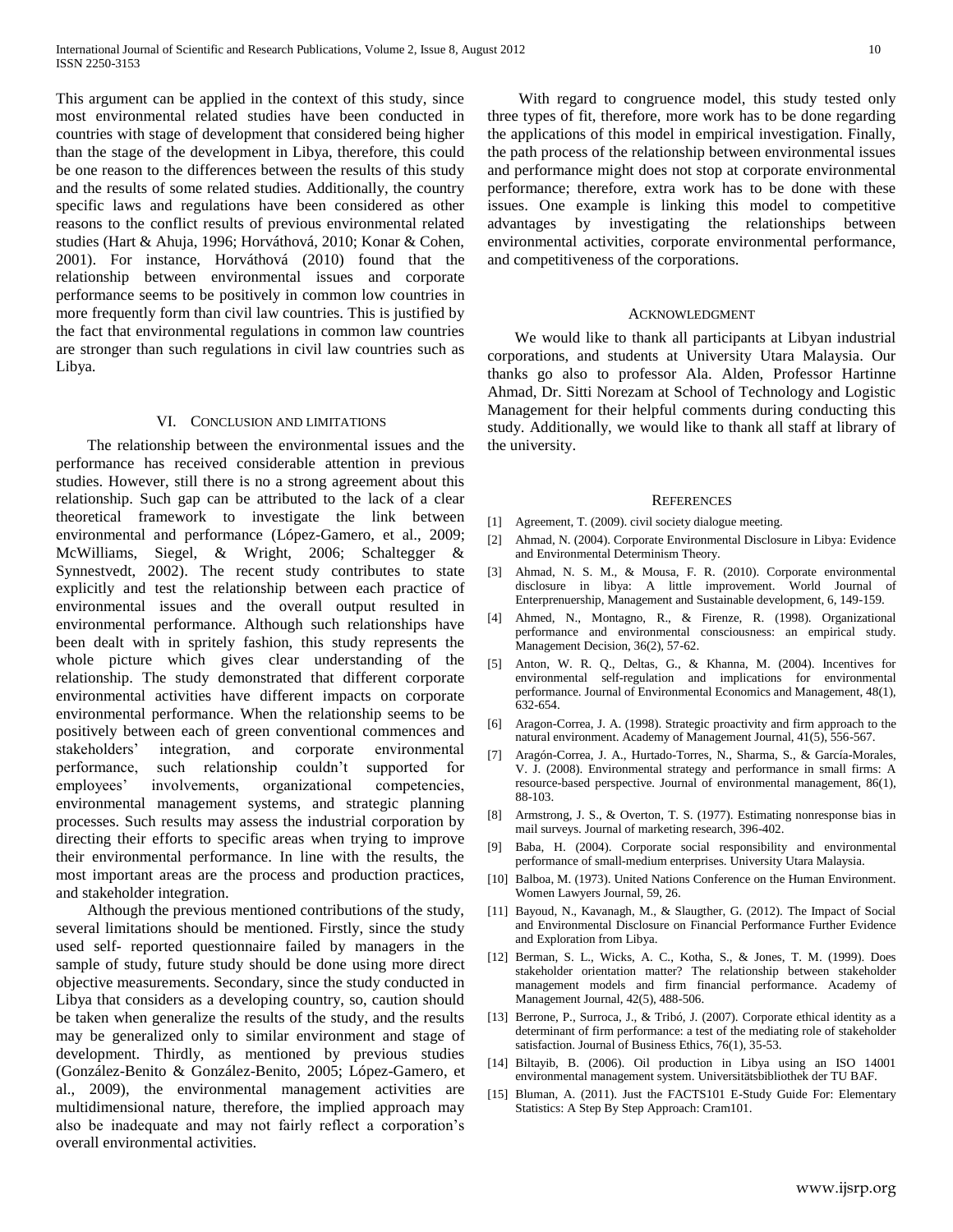This argument can be applied in the context of this study, since most environmental related studies have been conducted in countries with stage of development that considered being higher than the stage of the development in Libya, therefore, this could be one reason to the differences between the results of this study and the results of some related studies. Additionally, the country specific laws and regulations have been considered as other reasons to the conflict results of previous environmental related studies (Hart & Ahuja, 1996; Horváthová, 2010; Konar & Cohen, 2001). For instance, Horváthová (2010) found that the relationship between environmental issues and corporate performance seems to be positively in common low countries in more frequently form than civil law countries. This is justified by the fact that environmental regulations in common law countries are stronger than such regulations in civil law countries such as Libya.

## VI. Conclusion and Limitations

The relationship between the environmental issues and the performance has received considerable attention in previous studies. However, still there is no a strong agreement about this relationship. Such gap can be attributed to the lack of a clear theoretical framework to investigate the link between environmental and performance (López-Gamero, et al., 2009; McWilliams, Siegel, & Wright, 2006; Schaltegger & Synnestvedt, 2002). The recent study contributes to state explicitly and test the relationship between each practice of environmental issues and the overall output resulted in environmental performance. Although such relationships have been dealt with in spritely fashion, this study represents the whole picture which gives clear understanding of the relationship. The study demonstrated that different corporate environmental activities have different impacts on corporate environmental performance. When the relationship seems to be positively between each of green conventional commences and stakeholders' integration, and corporate environmental performance, such relationship couldn't supported for employees' involvements, organizational competencies, environmental management systems, and strategic planning processes. Such results may assess the industrial corporation by directing their efforts to specific areas when trying to improve their environmental performance. In line with the results, the most important areas are the process and production practices, and stakeholder integration.

Although the previous mentioned contributions of the study, several limitations should be mentioned. Firstly, since the study used self- reported questionnaire failed by managers in the sample of study, future study should be done using more direct objective measurements. Secondary, since the study conducted in Libya that considers as a developing country, so, caution should be taken when generalize the results of the study, and the results may be generalized only to similar environment and stage of development. Thirdly, as mentioned by previous studies (González-Benito & González-Benito, 2005; López-Gamero, et al., 2009), the environmental management activities are multidimensional nature, therefore, the implied approach may also be inadequate and may not fairly reflect a corporation's overall environmental activities.

With regard to congruence model, this study tested only three types of fit, therefore, more work has to be done regarding the applications of this model in empirical investigation. Finally, the path process of the relationship between environmental issues and performance might does not stop at corporate environmental performance; therefore, extra work has to be done with these issues. One example is linking this model to competitive advantages by investigating the relationships between environmental activities, corporate environmental performance, and competitiveness of the corporations.

## Acknowledgment

We would like to thank all participants at Libyan industrial corporations, and students at University Utara Malaysia. Our thanks go also to professor Ala. Alden, Professor Hartinne Ahmad, Dr. Sitti Norezam at School of Technology and Logistic Management for their helpful comments during conducting this study. Additionally, we would like to thank all staff at library of the university.

## References

[1] Agreement, T. (2009). civil society dialogue meeting.

[2] Ahmad, N. (2004). Corporate Environmental Disclosure in Libya: Evidence and Environmental Determinism Theory.

[3] Ahmad, N. S. M., & Mousa, F. R. (2010). Corporate environmental disclosure in libya: A little improvement. World Journal of Enterprenuership, Management and Sustainable development, 6, 149-159.

[4] Ahmed, N., Montagno, R., & Firenze, R. (1998). Organizational performance and environmental consciousness: an empirical study. Management Decision, 36(2), 57-62.

[5] Anton, W. R. Q., Deltas, G., & Khanna, M. (2004). Incentives for environmental self-regulation and implications for environmental performance. Journal of Environmental Economics and Management, 48(1), 632-654.

[6] Aragon-Correa, J. A. (1998). Strategic proactivity and firm approach to the natural environment. Academy of Management Journal, 41(5), 556-567.

[7] Aragón-Correa, J. A., Hurtado-Torres, N., Sharma, S., & García-Morales, V. J. (2008). Environmental strategy and performance in small firms: A resource-based perspective. Journal of environmental management, 86(1), 88-103.

[8] Armstrong, J. S., & Overton, T. S. (1977). Estimating nonresponse bias in mail surveys. Journal of marketing research, 396-402.

[9] Baba, H. (2004). Corporate social responsibility and environmental performance of small-medium enterprises. University Utara Malaysia.

[10] Balboa, M. (1973). United Nations Conference on the Human Environment. Women Lawyers Journal, 59, 26.

[11] Bayoud, N., Kavanagh, M., & Slaugther, G. (2012). The Impact of Social and Environmental Disclosure on Financial Performance Further Evidence and Exploration from Libya.

[12] Berman, S. L., Wicks, A. C., Kotha, S., & Jones, T. M. (1999). Does stakeholder orientation matter? The relationship between stakeholder management models and firm financial performance. Academy of Management Journal, 42(5), 488-506.

[13] Berrone, P., Surroca, J., & Tribó, J. (2007). Corporate ethical identity as a determinant of firm performance: a test of the mediating role of stakeholder satisfaction. Journal of Business Ethics, 76(1), 35-53.

[14] Biltayib, B. (2006). Oil production in Libya using an ISO 14001 environmental management system. Universitätsbibliothek der TU BAF.

[15] Bluman, A. (2011). Just the FACTS101 E-Study Guide For: Elementary Statistics: A Step By Step Approach: Cram101.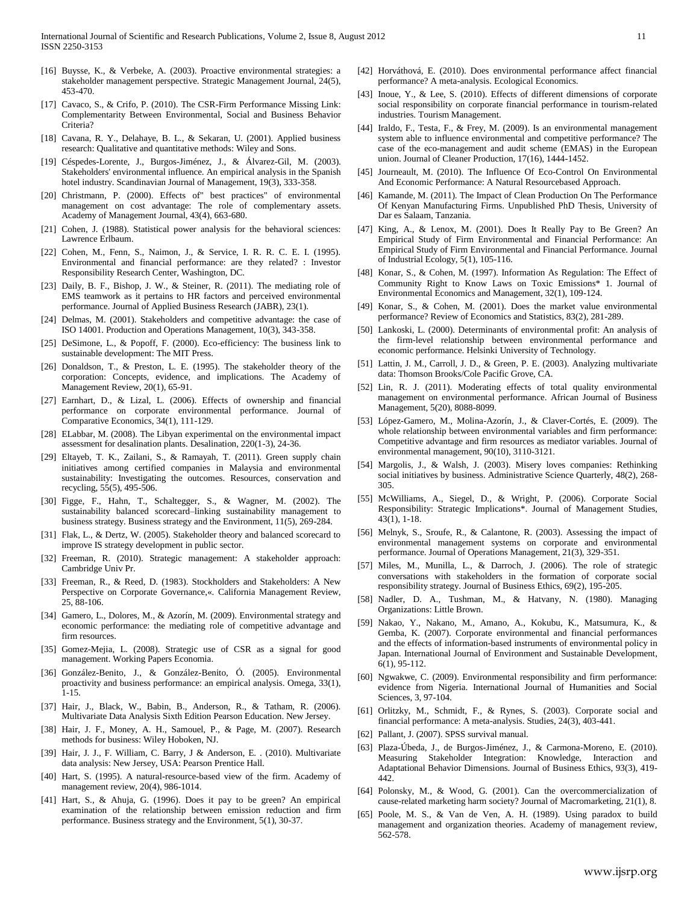[16] Buysse, K., & Verbeke, A. (2003). Proactive environmental strategies: a stakeholder management perspective. Strategic Management Journal, 24(5), 453-470.

[17] Cavaco, S., & Crifo, P. (2010). The CSR-Firm Performance Missing Link: Complementarity Between Environmental, Social and Business Behavior Criteria?

[18] Cavana, R. Y., Delahaye, B. L., & Sekaran, U. (2001). Applied business research: Qualitative and quantitative methods: Wiley and Sons.

[19] Céspedes-Lorente, J., Burgos-Jiménez, J., & Álvarez-Gil, M. (2003). Stakeholders' environmental influence. An empirical analysis in the Spanish hotel industry. Scandinavian Journal of Management, 19(3), 333-358.

[20] Christmann, P. (2000). Effects of" best practices" of environmental management on cost advantage: The role of complementary assets. Academy of Management Journal, 43(4), 663-680.

[21] Cohen, J. (1988). Statistical power analysis for the behavioral sciences: Lawrence Erlbaum.

[22] Cohen, M., Fenn, S., Naimon, J., & Service, I. R. R. C. E. I. (1995). Environmental and financial performance: are they related? : Investor Responsibility Research Center, Washington, DC.

[23] Daily, B. F., Bishop, J. W., & Steiner, R. (2011). The mediating role of EMS teamwork as it pertains to HR factors and perceived environmental performance. Journal of Applied Business Research (JABR), 23(1).

[24] Delmas, M. (2001). Stakeholders and competitive advantage: the case of ISO 14001. Production and Operations Management, 10(3), 343-358.

[25] DeSimone, L., & Popoff, F. (2000). Eco-efficiency: The business link to sustainable development: The MIT Press.

[26] Donaldson, T., & Preston, L. E. (1995). The stakeholder theory of the corporation: Concepts, evidence, and implications. The Academy of Management Review, 20(1), 65-91.

[27] Earnhart, D., & Lizal, L. (2006). Effects of ownership and financial performance on corporate environmental performance. Journal of Comparative Economics, 34(1), 111-129.

[28] ELabbar, M. (2008). The Libyan experimental on the environmental impact assessment for desalination plants. Desalination, 220(1-3), 24-36.

[29] Eltayeb, T. K., Zailani, S., & Ramayah, T. (2011). Green supply chain initiatives among certified companies in Malaysia and environmental sustainability: Investigating the outcomes. Resources, conservation and recycling, 55(5), 495-506.

[30] Figge, F., Hahn, T., Schaltegger, S., & Wagner, M. (2002). The sustainability balanced scorecard–linking sustainability management to business strategy. Business strategy and the Environment, 11(5), 269-284.

[31] Flak, L., & Dertz, W. (2005). Stakeholder theory and balanced scorecard to improve IS strategy development in public sector.

[32] Freeman, R. (2010). Strategic management: A stakeholder approach: Cambridge Univ Pr.

[33] Freeman, R., & Reed, D. (1983). Stockholders and Stakeholders: A New Perspective on Corporate Governance,«. California Management Review, 25, 88-106.

[34] Gamero, L., Dolores, M., & Azorín, M. (2009). Environmental strategy and economic performance: the mediating role of competitive advantage and firm resources.

[35] Gomez-Mejia, L. (2008). Strategic use of CSR as a signal for good management. Working Papers Economia.

[36] González-Benito, J., & González-Benito, Ó. (2005). Environmental proactivity and business performance: an empirical analysis. Omega, 33(1), 1-15.

[37] Hair, J., Black, W., Babin, B., Anderson, R., & Tatham, R. (2006). Multivariate Data Analysis Sixth Edition Pearson Education. New Jersey.

[38] Hair, J. F., Money, A. H., Samouel, P., & Page, M. (2007). Research methods for business: Wiley Hoboken, NJ.

[39] Hair, J. J., F. William, C. Barry, J & Anderson, E. . (2010). Multivariate data analysis: New Jersey, USA: Pearson Prentice Hall.

[40] Hart, S. (1995). A natural-resource-based view of the firm. Academy of management review, 20(4), 986-1014.

[41] Hart, S., & Ahuja, G. (1996). Does it pay to be green? An empirical examination of the relationship between emission reduction and firm performance. Business strategy and the Environment, 5(1), 30-37.

[42] Horváthová, E. (2010). Does environmental performance affect financial performance? A meta-analysis. Ecological Economics.

[43] Inoue, Y., & Lee, S. (2010). Effects of different dimensions of corporate social responsibility on corporate financial performance in tourism-related industries. Tourism Management.

[44] Iraldo, F., Testa, F., & Frey, M. (2009). Is an environmental management system able to influence environmental and competitive performance? The case of the eco-management and audit scheme (EMAS) in the European union. Journal of Cleaner Production, 17(16), 1444-1452.

[45] Journeault, M. (2010). The Influence Of Eco-Control On Environmental And Economic Performance: A Natural Resourcebased Approach.

[46] Kamande, M. (2011). The Impact of Clean Production On The Performance Of Kenyan Manufacturing Firms. Unpublished PhD Thesis, University of Dar es Salaam, Tanzania.

[47] King, A., & Lenox, M. (2001). Does It Really Pay to Be Green? An Empirical Study of Firm Environmental and Financial Performance: An Empirical Study of Firm Environmental and Financial Performance. Journal of Industrial Ecology, 5(1), 105-116.

[48] Konar, S., & Cohen, M. (1997). Information As Regulation: The Effect of Community Right to Know Laws on Toxic Emissions* 1. Journal of Environmental Economics and Management, 32(1), 109-124.

[49] Konar, S., & Cohen, M. (2001). Does the market value environmental performance? Review of Economics and Statistics, 83(2), 281-289.

[50] Lankoski, L. (2000). Determinants of environmental profit: An analysis of the firm-level relationship between environmental performance and economic performance. Helsinki University of Technology.

[51] Lattin, J. M., Carroll, J. D., & Green, P. E. (2003). Analyzing multivariate data: Thomson Brooks/Cole Pacific Grove, CA.

[52] Lin, R. J. (2011). Moderating effects of total quality environmental management on environmental performance. African Journal of Business Management, 5(20), 8088-8099.

[53] López-Gamero, M., Molina-Azorín, J., & Claver-Cortés, E. (2009). The whole relationship between environmental variables and firm performance: Competitive advantage and firm resources as mediator variables. Journal of environmental management, 90(10), 3110-3121.

[54] Margolis, J., & Walsh, J. (2003). Misery loves companies: Rethinking social initiatives by business. Administrative Science Quarterly, 48(2), 268-305.

[55] McWilliams, A., Siegel, D., & Wright, P. (2006). Corporate Social Responsibility: Strategic Implications*. Journal of Management Studies, 43(1), 1-18.

[56] Melnyk, S., Sroufe, R., & Calantone, R. (2003). Assessing the impact of environmental management systems on corporate and environmental performance. Journal of Operations Management, 21(3), 329-351.

[57] Miles, M., Munilla, L., & Darroch, J. (2006). The role of strategic conversations with stakeholders in the formation of corporate social responsibility strategy. Journal of Business Ethics, 69(2), 195-205.

[58] Nadler, D. A., Tushman, M., & Hatvany, N. (1980). Managing Organizations: Little Brown.

[59] Nakao, Y., Nakano, M., Amano, A., Kokubu, K., Matsumura, K., & Gemba, K. (2007). Corporate environmental and financial performances and the effects of information-based instruments of environmental policy in Japan. International Journal of Environment and Sustainable Development, 6(1), 95-112.

[60] Ngwakwe, C. (2009). Environmental responsibility and firm performance: evidence from Nigeria. International Journal of Humanities and Social Sciences, 3, 97-104.

[61] Orlitzky, M., Schmidt, F., & Rynes, S. (2003). Corporate social and financial performance: A meta-analysis. Studies, 24(3), 403-441.

[62] Pallant, J. (2007). SPSS survival manual.

[63] Plaza-Úbeda, J., de Burgos-Jiménez, J., & Carmona-Moreno, E. (2010). Measuring Stakeholder Integration: Knowledge, Interaction and Adaptational Behavior Dimensions. Journal of Business Ethics, 93(3), 419-442.

[64] Polonsky, M., & Wood, G. (2001). Can the overcommercialization of cause-related marketing harm society? Journal of Macromarketing, 21(1), 8.

[65] Poole, M. S., & Van de Ven, A. H. (1989). Using paradox to build management and organization theories. Academy of management review, 562-578.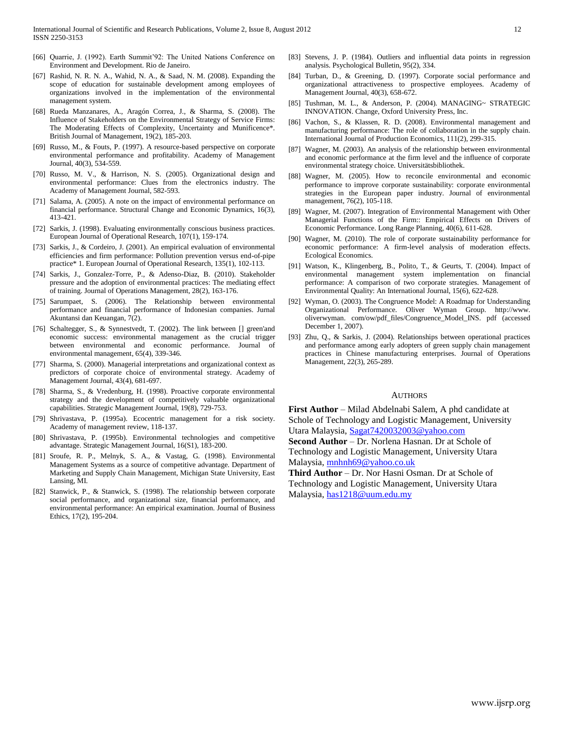[66] Quarrie, J. (1992). Earth Summit'92: The United Nations Conference on Environment and Development. Rio de Janeiro.

[67] Rashid, N. R. N. A., Wahid, N. A., & Saad, N. M. (2008). Expanding the scope of education for sustainable development among employees of organizations involved in the implementation of the environmental management system.

[68] Rueda Manzanares, A., Aragón Correa, J., & Sharma, S. (2008). The Influence of Stakeholders on the Environmental Strategy of Service Firms: The Moderating Effects of Complexity, Uncertainty and Munificence*. British Journal of Management, 19(2), 185-203.

[69] Russo, M., & Fouts, P. (1997). A resource-based perspective on corporate environmental performance and profitability. Academy of Management Journal, 40(3), 534-559.

[70] Russo, M. V., & Harrison, N. S. (2005). Organizational design and environmental performance: Clues from the electronics industry. The Academy of Management Journal, 582-593.

[71] Salama, A. (2005). A note on the impact of environmental performance on financial performance. Structural Change and Economic Dynamics, 16(3), 413-421.

[72] Sarkis, J. (1998). Evaluating environmentally conscious business practices. European Journal of Operational Research, 107(1), 159-174.

[73] Sarkis, J., & Cordeiro, J. (2001). An empirical evaluation of environmental efficiencies and firm performance: Pollution prevention versus end-of-pipe practice* 1. European Journal of Operational Research, 135(1), 102-113.

[74] Sarkis, J., Gonzalez-Torre, P., & Adenso-Diaz, B. (2010). Stakeholder pressure and the adoption of environmental practices: The mediating effect of training. Journal of Operations Management, 28(2), 163-176.

[75] Sarumpaet, S. (2006). The Relationship between environmental performance and financial performance of Indonesian companies. Jurnal Akuntansi dan Keuangan, 7(2).

[76] Schaltegger, S., & Synnestvedt, T. (2002). The link between [] green'and economic success: environmental management as the crucial trigger between environmental and economic performance. Journal of environmental management, 65(4), 339-346.

[77] Sharma, S. (2000). Managerial interpretations and organizational context as predictors of corporate choice of environmental strategy. Academy of Management Journal, 43(4), 681-697.

[78] Sharma, S., & Vredenburg, H. (1998). Proactive corporate environmental strategy and the development of competitively valuable organizational capabilities. Strategic Management Journal, 19(8), 729-753.

[79] Shrivastava, P. (1995a). Ecocentric management for a risk society. Academy of management review, 118-137.

[80] Shrivastava, P. (1995b). Environmental technologies and competitive advantage. Strategic Management Journal, 16(S1), 183-200.

[81] Sroufe, R. P., Melnyk, S. A., & Vastag, G. (1998). Environmental Management Systems as a source of competitive advantage. Department of Marketing and Supply Chain Management, Michigan State University, East Lansing, MI.

[82] Stanwick, P., & Stanwick, S. (1998). The relationship between corporate social performance, and organizational size, financial performance, and environmental performance: An empirical examination. Journal of Business Ethics, 17(2), 195-204.

[83] Stevens, J. P. (1984). Outliers and influential data points in regression analysis. Psychological Bulletin, 95(2), 334.

[84] Turban, D., & Greening, D. (1997). Corporate social performance and organizational attractiveness to prospective employees. Academy of Management Journal, 40(3), 658-672.

[85] Tushman, M. L., & Anderson, P. (2004). MANAGING~ STRATEGIC INNOVATION. Change, Oxford University Press, Inc.

[86] Vachon, S., & Klassen, R. D. (2008). Environmental management and manufacturing performance: The role of collaboration in the supply chain. International Journal of Production Economics, 111(2), 299-315.

[87] Wagner, M. (2003). An analysis of the relationship between environmental and economic performance at the firm level and the influence of corporate environmental strategy choice. Universitätsbibliothek.

[88] Wagner, M. (2005). How to reconcile environmental and economic performance to improve corporate sustainability: corporate environmental strategies in the European paper industry. Journal of environmental management, 76(2), 105-118.

[89] Wagner, M. (2007). Integration of Environmental Management with Other Managerial Functions of the Firm:: Empirical Effects on Drivers of Economic Performance. Long Range Planning, 40(6), 611-628.

[90] Wagner, M. (2010). The role of corporate sustainability performance for economic performance: A firm-level analysis of moderation effects. Ecological Economics.

[91] Watson, K., Klingenberg, B., Polito, T., & Geurts, T. (2004). Impact of environmental management system implementation on financial performance: A comparison of two corporate strategies. Management of Environmental Quality: An International Journal, 15(6), 622-628.

[92] Wyman, O. (2003). The Congruence Model: A Roadmap for Understanding Organizational Performance. Oliver Wyman Group. http://www. oliverwyman. com/ow/pdf_files/Congruence_Model_INS. pdf (accessed December 1, 2007).

[93] Zhu, Q., & Sarkis, J. (2004). Relationships between operational practices and performance among early adopters of green supply chain management practices in Chinese manufacturing enterprises. Journal of Operations Management, 22(3), 265-289.

## AUTHORS

**First Author** – Milad Abdelnabi Salem, A phd candidate at Schole of Technology and Logistic Management, University Utara Malaysia, Sagat7420032003@yahoo.com

**Second Author** – Dr. Norlena Hasnan. Dr at Schole of Technology and Logistic Management, University Utara Malaysia, mnhnh69@yahoo.co.uk

**Third Author** – Dr. Nor Hasni Osman. Dr at Schole of Technology and Logistic Management, University Utara Malaysia, has1218@uum.edu.my